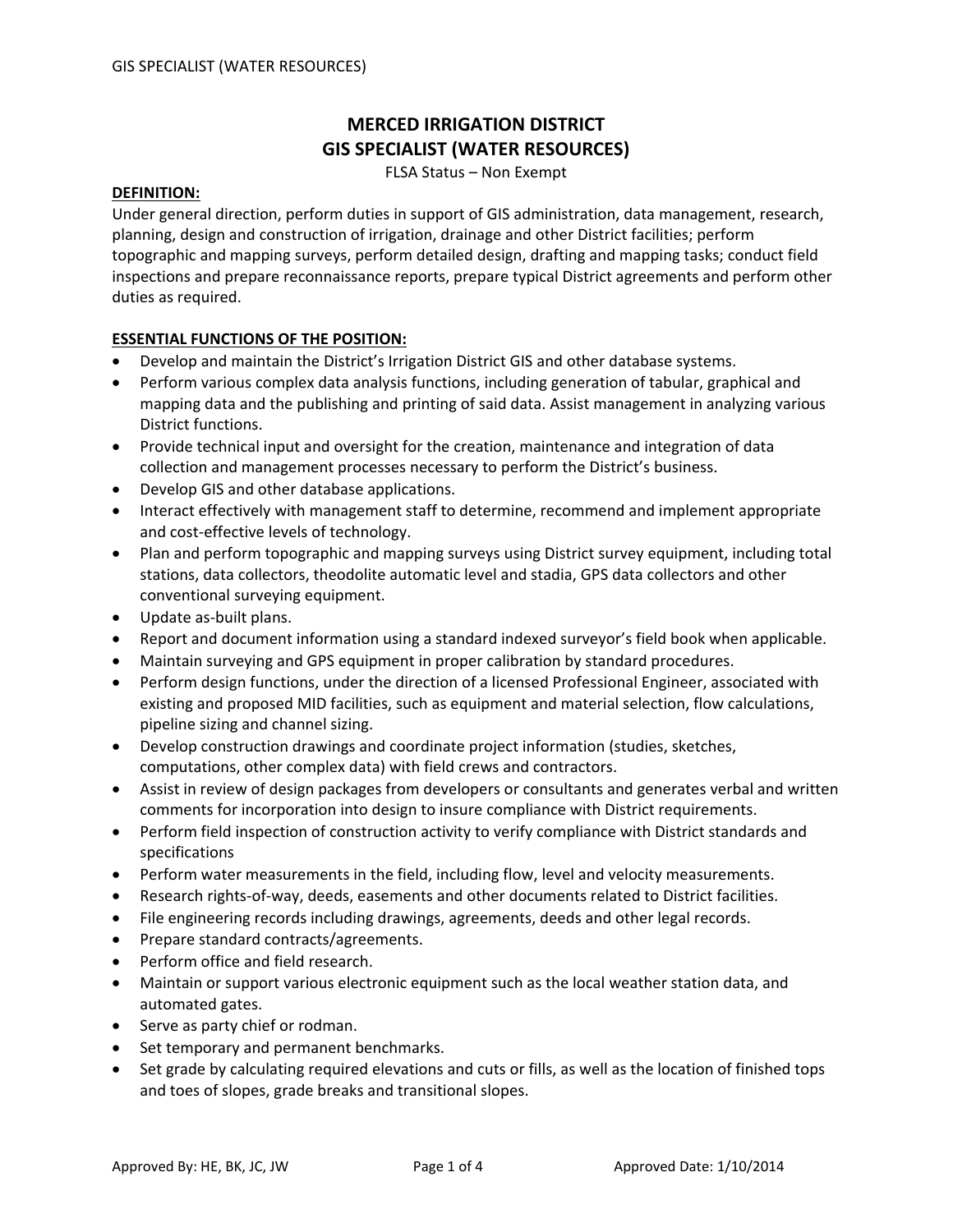# MERCED IRRIGATION DISTRICT
# GIS SPECIALIST (WATER RESOURCES)

FLSA Status – Non Exempt

**DEFINITION:**

Under general direction, perform duties in support of GIS administration, data management, research, planning, design and construction of irrigation, drainage and other District facilities; perform topographic and mapping surveys, perform detailed design, drafting and mapping tasks; conduct field inspections and prepare reconnaissance reports, prepare typical District agreements and perform other duties as required.

**ESSENTIAL FUNCTIONS OF THE POSITION:**

- Develop and maintain the District's Irrigation District GIS and other database systems.
- Perform various complex data analysis functions, including generation of tabular, graphical and mapping data and the publishing and printing of said data. Assist management in analyzing various District functions.
- Provide technical input and oversight for the creation, maintenance and integration of data collection and management processes necessary to perform the District's business.
- Develop GIS and other database applications.
- Interact effectively with management staff to determine, recommend and implement appropriate and cost-effective levels of technology.
- Plan and perform topographic and mapping surveys using District survey equipment, including total stations, data collectors, theodolite automatic level and stadia, GPS data collectors and other conventional surveying equipment.
- Update as-built plans.
- Report and document information using a standard indexed surveyor's field book when applicable.
- Maintain surveying and GPS equipment in proper calibration by standard procedures.
- Perform design functions, under the direction of a licensed Professional Engineer, associated with existing and proposed MID facilities, such as equipment and material selection, flow calculations, pipeline sizing and channel sizing.
- Develop construction drawings and coordinate project information (studies, sketches, computations, other complex data) with field crews and contractors.
- Assist in review of design packages from developers or consultants and generates verbal and written comments for incorporation into design to insure compliance with District requirements.
- Perform field inspection of construction activity to verify compliance with District standards and specifications
- Perform water measurements in the field, including flow, level and velocity measurements.
- Research rights-of-way, deeds, easements and other documents related to District facilities.
- File engineering records including drawings, agreements, deeds and other legal records.
- Prepare standard contracts/agreements.
- Perform office and field research.
- Maintain or support various electronic equipment such as the local weather station data, and automated gates.
- Serve as party chief or rodman.
- Set temporary and permanent benchmarks.
- Set grade by calculating required elevations and cuts or fills, as well as the location of finished tops and toes of slopes, grade breaks and transitional slopes.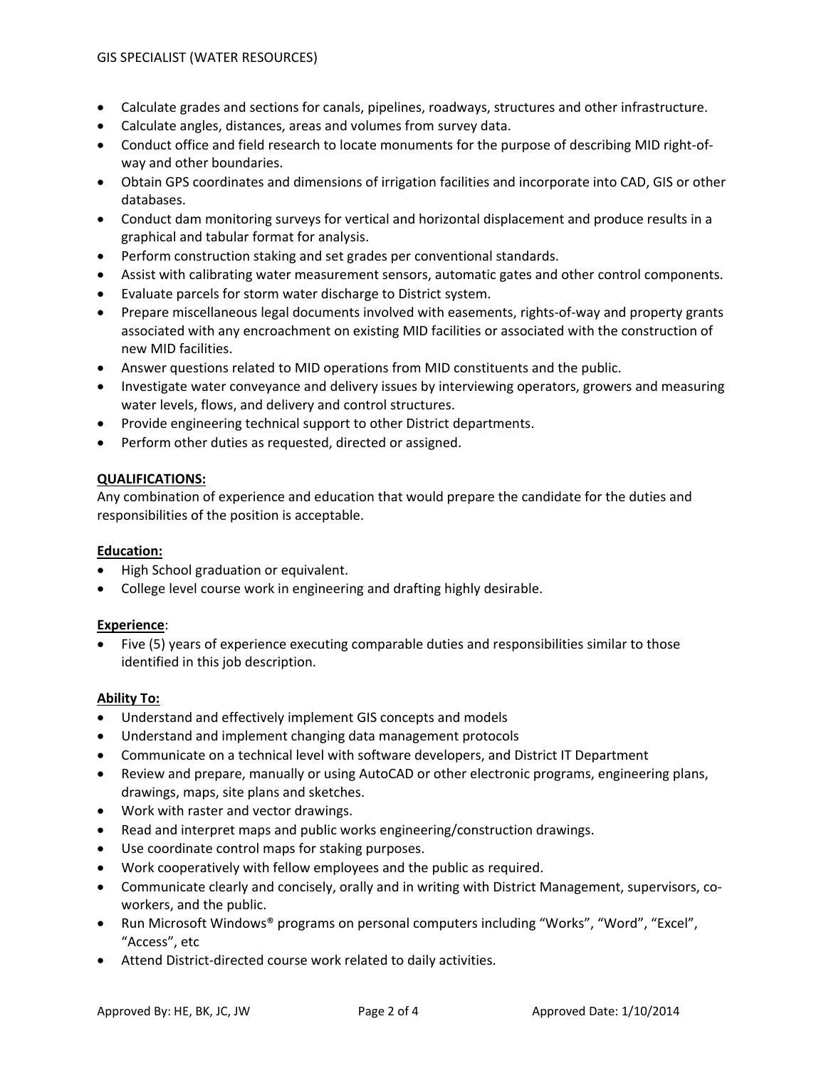- Calculate grades and sections for canals, pipelines, roadways, structures and other infrastructure.
- Calculate angles, distances, areas and volumes from survey data.
- Conduct office and field research to locate monuments for the purpose of describing MID right-of-way and other boundaries.
- Obtain GPS coordinates and dimensions of irrigation facilities and incorporate into CAD, GIS or other databases.
- Conduct dam monitoring surveys for vertical and horizontal displacement and produce results in a graphical and tabular format for analysis.
- Perform construction staking and set grades per conventional standards.
- Assist with calibrating water measurement sensors, automatic gates and other control components.
- Evaluate parcels for storm water discharge to District system.
- Prepare miscellaneous legal documents involved with easements, rights-of-way and property grants associated with any encroachment on existing MID facilities or associated with the construction of new MID facilities.
- Answer questions related to MID operations from MID constituents and the public.
- Investigate water conveyance and delivery issues by interviewing operators, growers and measuring water levels, flows, and delivery and control structures.
- Provide engineering technical support to other District departments.
- Perform other duties as requested, directed or assigned.

**QUALIFICATIONS:**

Any combination of experience and education that would prepare the candidate for the duties and responsibilities of the position is acceptable.

**Education:**

- High School graduation or equivalent.
- College level course work in engineering and drafting highly desirable.

**Experience**:

- Five (5) years of experience executing comparable duties and responsibilities similar to those identified in this job description.

**Ability To:**

- Understand and effectively implement GIS concepts and models
- Understand and implement changing data management protocols
- Communicate on a technical level with software developers, and District IT Department
- Review and prepare, manually or using AutoCAD or other electronic programs, engineering plans, drawings, maps, site plans and sketches.
- Work with raster and vector drawings.
- Read and interpret maps and public works engineering/construction drawings.
- Use coordinate control maps for staking purposes.
- Work cooperatively with fellow employees and the public as required.
- Communicate clearly and concisely, orally and in writing with District Management, supervisors, co-workers, and the public.
- Run Microsoft Windows® programs on personal computers including "Works", "Word", "Excel", "Access", etc
- Attend District-directed course work related to daily activities.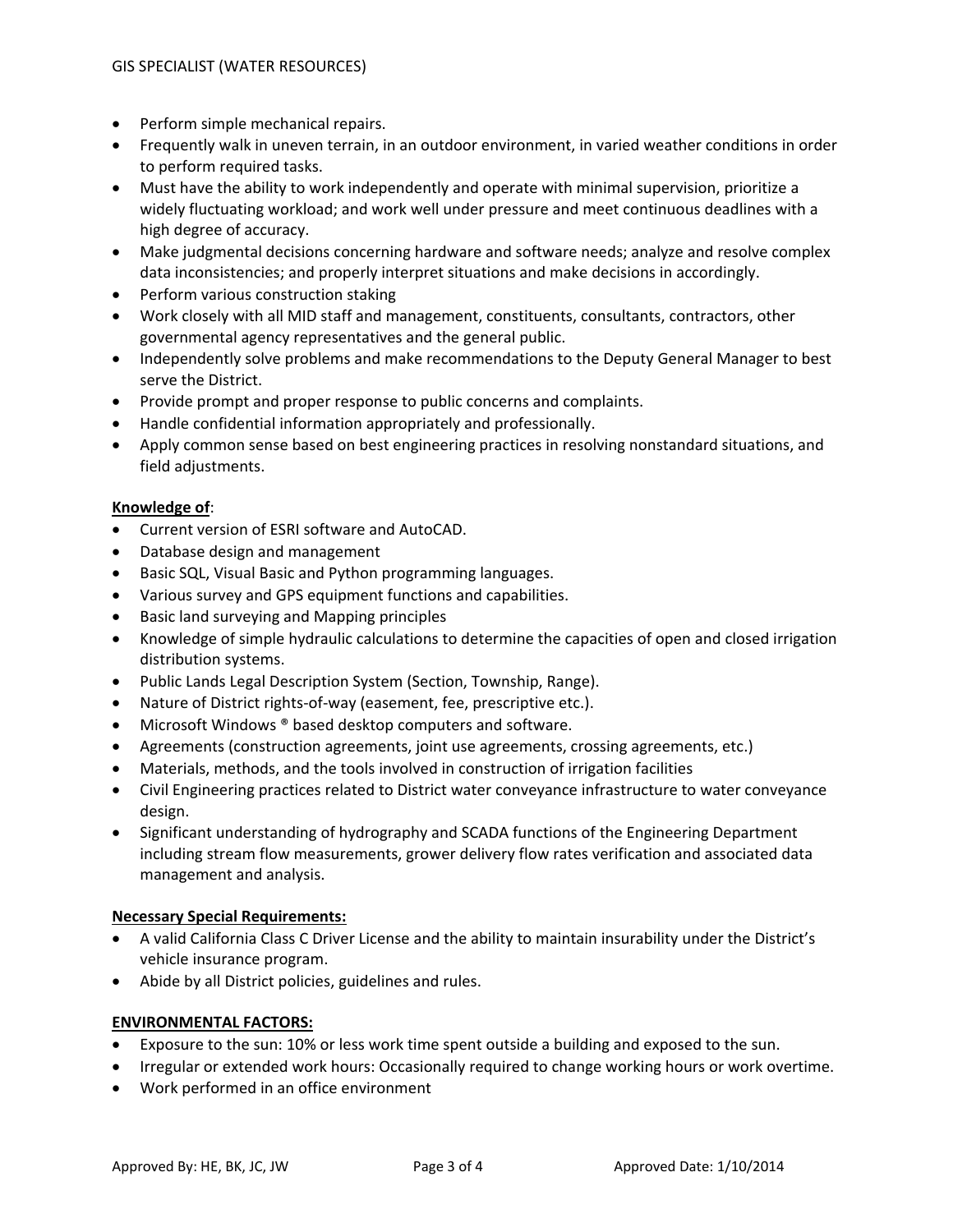- Perform simple mechanical repairs.
- Frequently walk in uneven terrain, in an outdoor environment, in varied weather conditions in order to perform required tasks.
- Must have the ability to work independently and operate with minimal supervision, prioritize a widely fluctuating workload; and work well under pressure and meet continuous deadlines with a high degree of accuracy.
- Make judgmental decisions concerning hardware and software needs; analyze and resolve complex data inconsistencies; and properly interpret situations and make decisions in accordingly.
- Perform various construction staking
- Work closely with all MID staff and management, constituents, consultants, contractors, other governmental agency representatives and the general public.
- Independently solve problems and make recommendations to the Deputy General Manager to best serve the District.
- Provide prompt and proper response to public concerns and complaints.
- Handle confidential information appropriately and professionally.
- Apply common sense based on best engineering practices in resolving nonstandard situations, and field adjustments.

**Knowledge of**:

- Current version of ESRI software and AutoCAD.
- Database design and management
- Basic SQL, Visual Basic and Python programming languages.
- Various survey and GPS equipment functions and capabilities.
- Basic land surveying and Mapping principles
- Knowledge of simple hydraulic calculations to determine the capacities of open and closed irrigation distribution systems.
- Public Lands Legal Description System (Section, Township, Range).
- Nature of District rights-of-way (easement, fee, prescriptive etc.).
- Microsoft Windows ® based desktop computers and software.
- Agreements (construction agreements, joint use agreements, crossing agreements, etc.)
- Materials, methods, and the tools involved in construction of irrigation facilities
- Civil Engineering practices related to District water conveyance infrastructure to water conveyance design.
- Significant understanding of hydrography and SCADA functions of the Engineering Department including stream flow measurements, grower delivery flow rates verification and associated data management and analysis.

**Necessary Special Requirements:**

- A valid California Class C Driver License and the ability to maintain insurability under the District's vehicle insurance program.
- Abide by all District policies, guidelines and rules.

**ENVIRONMENTAL FACTORS:**

- Exposure to the sun: 10% or less work time spent outside a building and exposed to the sun.
- Irregular or extended work hours: Occasionally required to change working hours or work overtime.
- Work performed in an office environment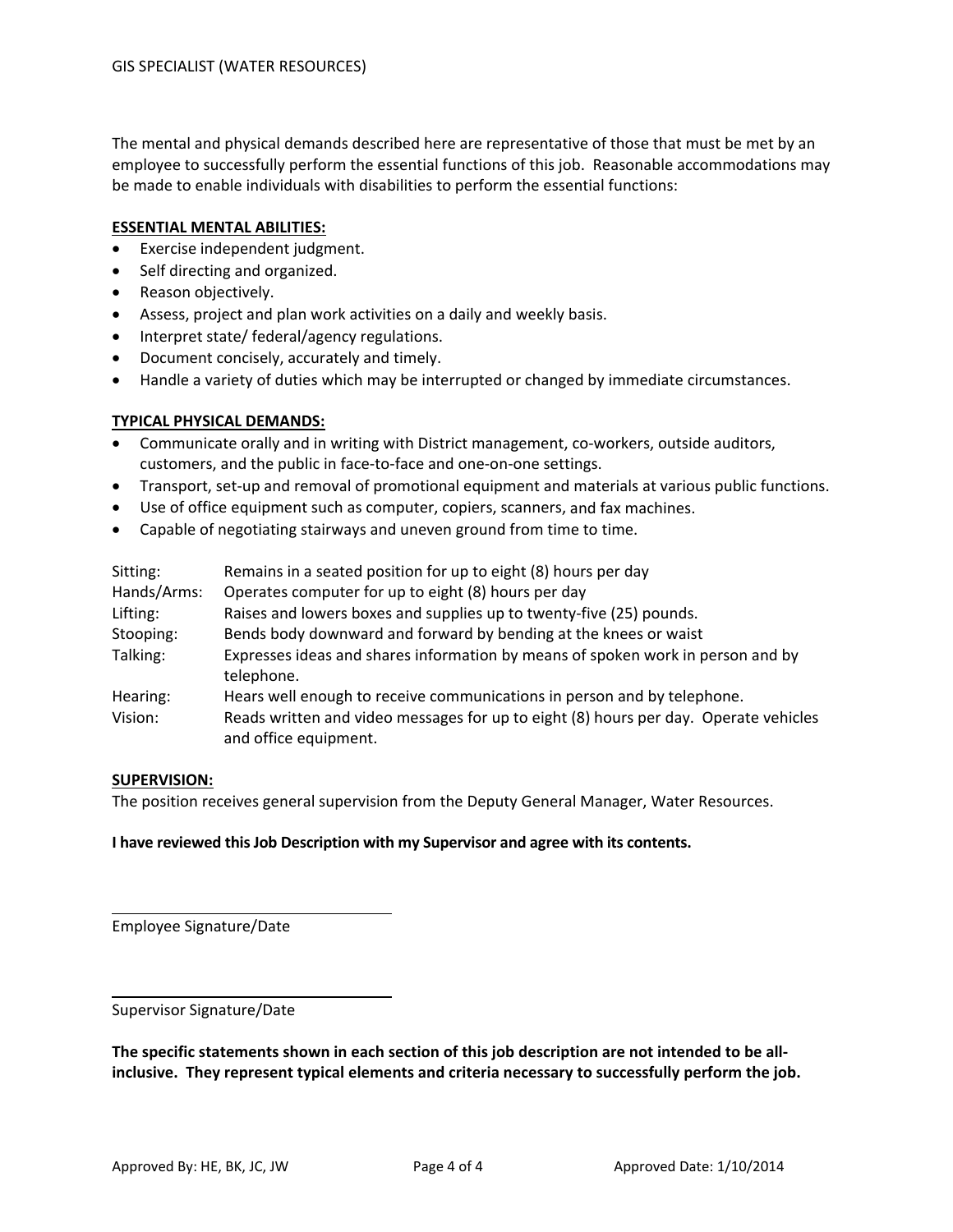The mental and physical demands described here are representative of those that must be met by an employee to successfully perform the essential functions of this job. Reasonable accommodations may be made to enable individuals with disabilities to perform the essential functions:

**ESSENTIAL MENTAL ABILITIES:**

- Exercise independent judgment.
- Self directing and organized.
- Reason objectively.
- Assess, project and plan work activities on a daily and weekly basis.
- Interpret state/ federal/agency regulations.
- Document concisely, accurately and timely.
- Handle a variety of duties which may be interrupted or changed by immediate circumstances.

**TYPICAL PHYSICAL DEMANDS:**

- Communicate orally and in writing with District management, co-workers, outside auditors, customers, and the public in face-to-face and one-on-one settings.
- Transport, set-up and removal of promotional equipment and materials at various public functions.
- Use of office equipment such as computer, copiers, scanners, and fax machines.
- Capable of negotiating stairways and uneven ground from time to time.

| | |
|---|---|
| Sitting: | Remains in a seated position for up to eight (8) hours per day |
| Hands/Arms: | Operates computer for up to eight (8) hours per day |
| Lifting: | Raises and lowers boxes and supplies up to twenty-five (25) pounds. |
| Stooping: | Bends body downward and forward by bending at the knees or waist |
| Talking: | Expresses ideas and shares information by means of spoken work in person and by telephone. |
| Hearing: | Hears well enough to receive communications in person and by telephone. |
| Vision: | Reads written and video messages for up to eight (8) hours per day. Operate vehicles and office equipment. |

**SUPERVISION:**

The position receives general supervision from the Deputy General Manager, Water Resources.

**I have reviewed this Job Description with my Supervisor and agree with its contents.**

\_\_\_\_\_\_\_\_\_\_\_\_\_\_\_\_\_\_\_\_\_\_\_\_\_\_\_\_\_\_\_\_

Employee Signature/Date

\_\_\_\_\_\_\_\_\_\_\_\_\_\_\_\_\_\_\_\_\_\_\_\_\_\_\_\_\_\_\_\_

Supervisor Signature/Date

**The specific statements shown in each section of this job description are not intended to be all-inclusive. They represent typical elements and criteria necessary to successfully perform the job.**

Approved By: HE, BK, JC, JW

Approved Date: 1/10/2014